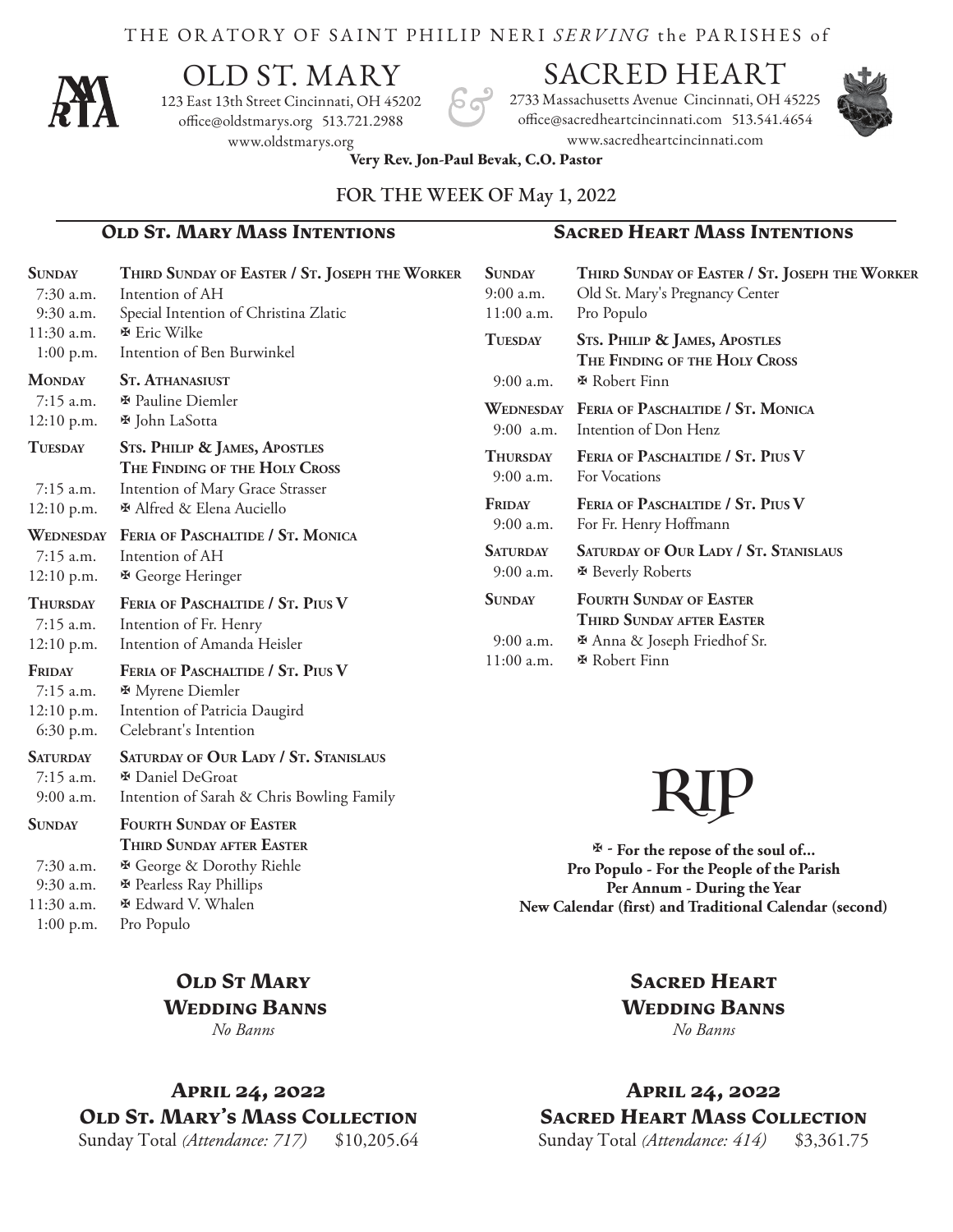THE ORATORY OF SAINT PHILIP NERI *SERVING* the PARISHES of

# OLD ST. MARY & SACRED HEART

**Old St. Mary**
123 East 13th Street Cincinnati, OH 45202
office@oldstmarys.org 513.721.2988
www.oldstmarys.org

**Sacred Heart**
2733 Massachusetts Avenue Cincinnati, OH 45225
office@sacredheartcincinnati.com 513.541.4654
www.sacredheartcincinnati.com

**Very Rev. Jon-Paul Bevak, C.O. Pastor**

FOR THE WEEK OF May 1, 2022

## Old St. Mary Mass Intentions

| | |
|---|---|
| **Sunday** | **Third Sunday of Easter / St. Joseph the Worker** |
| 7:30 a.m. | Intention of AH |
| 9:30 a.m. | Special Intention of Christina Zlatic |
| 11:30 a.m. | ✠ Eric Wilke |
| 1:00 p.m. | Intention of Ben Burwinkel |
| **Monday** | **St. Athanasiust** |
| 7:15 a.m. | ✠ Pauline Diemler |
| 12:10 p.m. | ✠ John LaSotta |
| **Tuesday** | **Sts. Philip & James, Apostles / The Finding of the Holy Cross** |
| 7:15 a.m. | Intention of Mary Grace Strasser |
| 12:10 p.m. | ✠ Alfred & Elena Auciello |
| **Wednesday** | **Feria of Paschaltide / St. Monica** |
| 7:15 a.m. | Intention of AH |
| 12:10 p.m. | ✠ George Heringer |
| **Thursday** | **Feria of Paschaltide / St. Pius V** |
| 7:15 a.m. | Intention of Fr. Henry |
| 12:10 p.m. | Intention of Amanda Heisler |
| **Friday** | **Feria of Paschaltide / St. Pius V** |
| 7:15 a.m. | ✠ Myrene Diemler |
| 12:10 p.m. | Intention of Patricia Daugird |
| 6:30 p.m. | Celebrant's Intention |
| **Saturday** | **Saturday of Our Lady / St. Stanislaus** |
| 7:15 a.m. | ✠ Daniel DeGroat |
| 9:00 a.m. | Intention of Sarah & Chris Bowling Family |
| **Sunday** | **Fourth Sunday of Easter / Third Sunday after Easter** |
| 7:30 a.m. | ✠ George & Dorothy Riehle |
| 9:30 a.m. | ✠ Pearless Ray Phillips |
| 11:30 a.m. | ✠ Edward V. Whalen |
| 1:00 p.m. | Pro Populo |

## Sacred Heart Mass Intentions

| | |
|---|---|
| **Sunday** | **Third Sunday of Easter / St. Joseph the Worker** |
| 9:00 a.m. | Old St. Mary's Pregnancy Center |
| 11:00 a.m. | Pro Populo |
| **Tuesday** | **Sts. Philip & James, Apostles / The Finding of the Holy Cross** |
| 9:00 a.m. | ✠ Robert Finn |
| **Wednesday** | **Feria of Paschaltide / St. Monica** |
| 9:00 a.m. | Intention of Don Henz |
| **Thursday** | **Feria of Paschaltide / St. Pius V** |
| 9:00 a.m. | For Vocations |
| **Friday** | **Feria of Paschaltide / St. Pius V** |
| 9:00 a.m. | For Fr. Henry Hoffmann |
| **Saturday** | **Saturday of Our Lady / St. Stanislaus** |
| 9:00 a.m. | ✠ Beverly Roberts |
| **Sunday** | **Fourth Sunday of Easter / Third Sunday after Easter** |
| 9:00 a.m. | ✠ Anna & Joseph Friedhof Sr. |
| 11:00 a.m. | ✠ Robert Finn |

# RIP

**✠ - For the repose of the soul of...**
**Pro Populo - For the People of the Parish**
**Per Annum - During the Year**
**New Calendar (first) and Traditional Calendar (second)**

## Old St Mary Wedding Banns

*No Banns*

## Sacred Heart Wedding Banns

*No Banns*

## April 24, 2022 Old St. Mary's Mass Collection

Sunday Total *(Attendance: 717)* $10,205.64

## April 24, 2022 Sacred Heart Mass Collection

Sunday Total *(Attendance: 414)* $3,361.75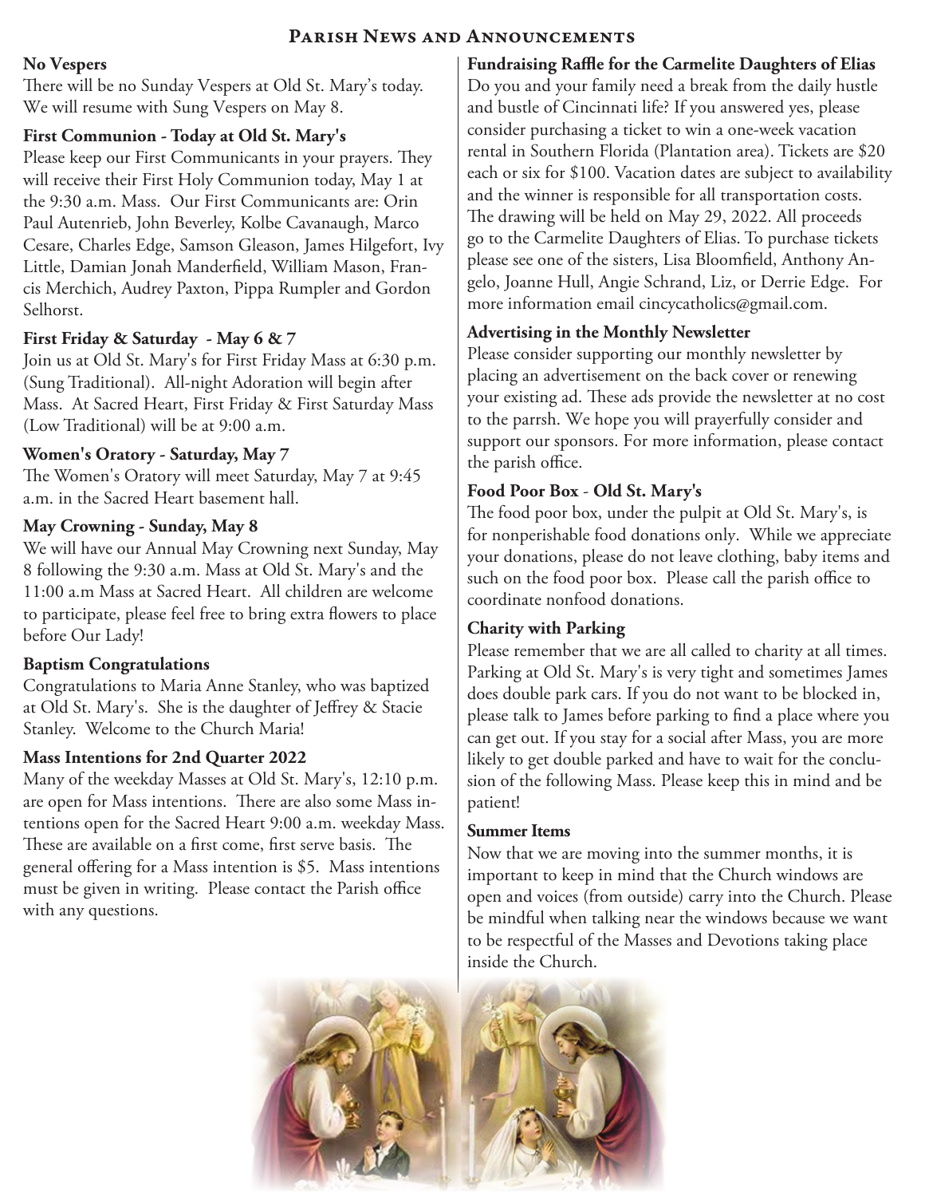# Parish News and Announcements

**No Vespers**

There will be no Sunday Vespers at Old St. Mary's today. We will resume with Sung Vespers on May 8.

**First Communion - Today at Old St. Mary's**

Please keep our First Communicants in your prayers. They will receive their First Holy Communion today, May 1 at the 9:30 a.m. Mass. Our First Communicants are: Orin Paul Autenrieb, John Beverley, Kolbe Cavanaugh, Marco Cesare, Charles Edge, Samson Gleason, James Hilgefort, Ivy Little, Damian Jonah Manderfield, William Mason, Francis Merchich, Audrey Paxton, Pippa Rumpler and Gordon Selhorst.

**First Friday & Saturday - May 6 & 7**

Join us at Old St. Mary's for First Friday Mass at 6:30 p.m. (Sung Traditional). All-night Adoration will begin after Mass. At Sacred Heart, First Friday & First Saturday Mass (Low Traditional) will be at 9:00 a.m.

**Women's Oratory - Saturday, May 7**

The Women's Oratory will meet Saturday, May 7 at 9:45 a.m. in the Sacred Heart basement hall.

**May Crowning - Sunday, May 8**

We will have our Annual May Crowning next Sunday, May 8 following the 9:30 a.m. Mass at Old St. Mary's and the 11:00 a.m Mass at Sacred Heart. All children are welcome to participate, please feel free to bring extra flowers to place before Our Lady!

**Baptism Congratulations**

Congratulations to Maria Anne Stanley, who was baptized at Old St. Mary's. She is the daughter of Jeffrey & Stacie Stanley. Welcome to the Church Maria!

**Mass Intentions for 2nd Quarter 2022**

Many of the weekday Masses at Old St. Mary's, 12:10 p.m. are open for Mass intentions. There are also some Mass intentions open for the Sacred Heart 9:00 a.m. weekday Mass. These are available on a first come, first serve basis. The general offering for a Mass intention is $5. Mass intentions must be given in writing. Please contact the Parish office with any questions.

**Fundraising Raffle for the Carmelite Daughters of Elias**

Do you and your family need a break from the daily hustle and bustle of Cincinnati life? If you answered yes, please consider purchasing a ticket to win a one-week vacation rental in Southern Florida (Plantation area). Tickets are $20 each or six for $100. Vacation dates are subject to availability and the winner is responsible for all transportation costs. The drawing will be held on May 29, 2022. All proceeds go to the Carmelite Daughters of Elias. To purchase tickets please see one of the sisters, Lisa Bloomfield, Anthony Angelo, Joanne Hull, Angie Schrand, Liz, or Derrie Edge. For more information email cincycatholics@gmail.com.

**Advertising in the Monthly Newsletter**

Please consider supporting our monthly newsletter by placing an advertisement on the back cover or renewing your existing ad. These ads provide the newsletter at no cost to the parrsh. We hope you will prayerfully consider and support our sponsors. For more information, please contact the parish office.

**Food Poor Box - Old St. Mary's**

The food poor box, under the pulpit at Old St. Mary's, is for nonperishable food donations only. While we appreciate your donations, please do not leave clothing, baby items and such on the food poor box. Please call the parish office to coordinate nonfood donations.

**Charity with Parking**

Please remember that we are all called to charity at all times. Parking at Old St. Mary's is very tight and sometimes James does double park cars. If you do not want to be blocked in, please talk to James before parking to find a place where you can get out. If you stay for a social after Mass, you are more likely to get double parked and have to wait for the conclusion of the following Mass. Please keep this in mind and be patient!

**Summer Items**

Now that we are moving into the summer months, it is important to keep in mind that the Church windows are open and voices (from outside) carry into the Church. Please be mindful when talking near the windows because we want to be respectful of the Masses and Devotions taking place inside the Church.